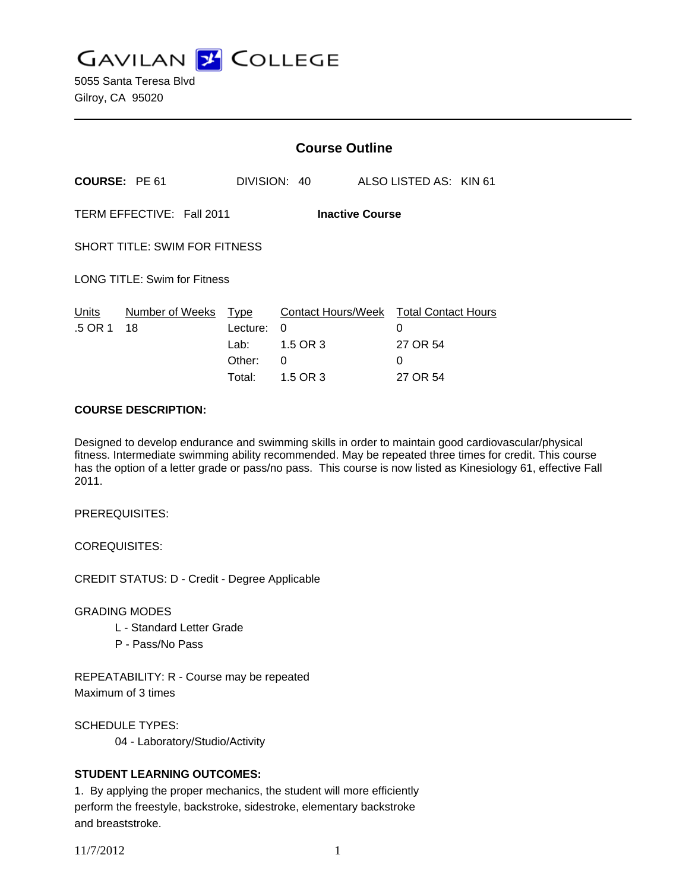# GAVILAN COLLEGE

5055 Santa Teresa Blvd
Gilroy, CA 95020

## Course Outline

**COURSE:** PE 61    DIVISION: 40    ALSO LISTED AS: KIN 61

TERM EFFECTIVE: Fall 2011    **Inactive Course**

SHORT TITLE: SWIM FOR FITNESS

LONG TITLE: Swim for Fitness

| Units | Number of Weeks | Type | Contact Hours/Week | Total Contact Hours |
|---|---|---|---|---|
| .5 OR 1 | 18 | Lecture: | 0 | 0 |
| | | Lab: | 1.5 OR 3 | 27 OR 54 |
| | | Other: | 0 | 0 |
| | | Total: | 1.5 OR 3 | 27 OR 54 |

**COURSE DESCRIPTION:**

Designed to develop endurance and swimming skills in order to maintain good cardiovascular/physical fitness. Intermediate swimming ability recommended. May be repeated three times for credit. This course has the option of a letter grade or pass/no pass. This course is now listed as Kinesiology 61, effective Fall 2011.

PREREQUISITES:

COREQUISITES:

CREDIT STATUS: D - Credit - Degree Applicable

GRADING MODES

- L - Standard Letter Grade
- P - Pass/No Pass

REPEATABILITY: R - Course may be repeated
Maximum of 3 times

SCHEDULE TYPES:

- 04 - Laboratory/Studio/Activity

**STUDENT LEARNING OUTCOMES:**

1. By applying the proper mechanics, the student will more efficiently perform the freestyle, backstroke, sidestroke, elementary backstroke and breaststroke.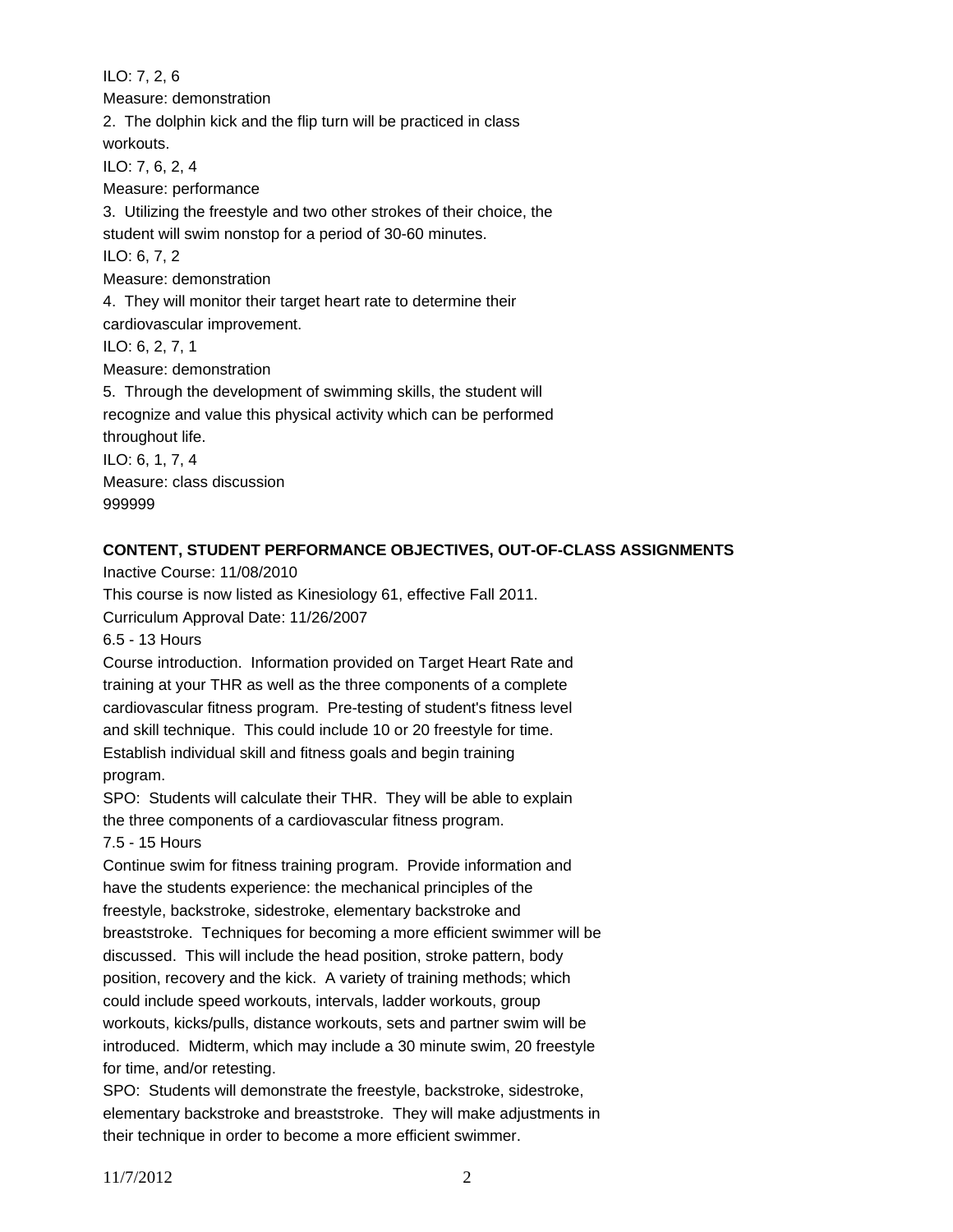ILO: 7, 2, 6

Measure: demonstration

2. The dolphin kick and the flip turn will be practiced in class workouts.

ILO: 7, 6, 2, 4

Measure: performance

3. Utilizing the freestyle and two other strokes of their choice, the student will swim nonstop for a period of 30-60 minutes.

ILO: 6, 7, 2

Measure: demonstration

4. They will monitor their target heart rate to determine their cardiovascular improvement.

ILO: 6, 2, 7, 1

Measure: demonstration

5. Through the development of swimming skills, the student will recognize and value this physical activity which can be performed throughout life.

ILO: 6, 1, 7, 4

Measure: class discussion

999999

**CONTENT, STUDENT PERFORMANCE OBJECTIVES, OUT-OF-CLASS ASSIGNMENTS**

Inactive Course: 11/08/2010

This course is now listed as Kinesiology 61, effective Fall 2011.

Curriculum Approval Date: 11/26/2007

6.5 - 13 Hours

Course introduction. Information provided on Target Heart Rate and training at your THR as well as the three components of a complete cardiovascular fitness program. Pre-testing of student's fitness level and skill technique. This could include 10 or 20 freestyle for time. Establish individual skill and fitness goals and begin training program.

SPO: Students will calculate their THR. They will be able to explain the three components of a cardiovascular fitness program.

7.5 - 15 Hours

Continue swim for fitness training program. Provide information and have the students experience: the mechanical principles of the freestyle, backstroke, sidestroke, elementary backstroke and breaststroke. Techniques for becoming a more efficient swimmer will be discussed. This will include the head position, stroke pattern, body position, recovery and the kick. A variety of training methods; which could include speed workouts, intervals, ladder workouts, group workouts, kicks/pulls, distance workouts, sets and partner swim will be introduced. Midterm, which may include a 30 minute swim, 20 freestyle for time, and/or retesting.

SPO: Students will demonstrate the freestyle, backstroke, sidestroke, elementary backstroke and breaststroke. They will make adjustments in their technique in order to become a more efficient swimmer.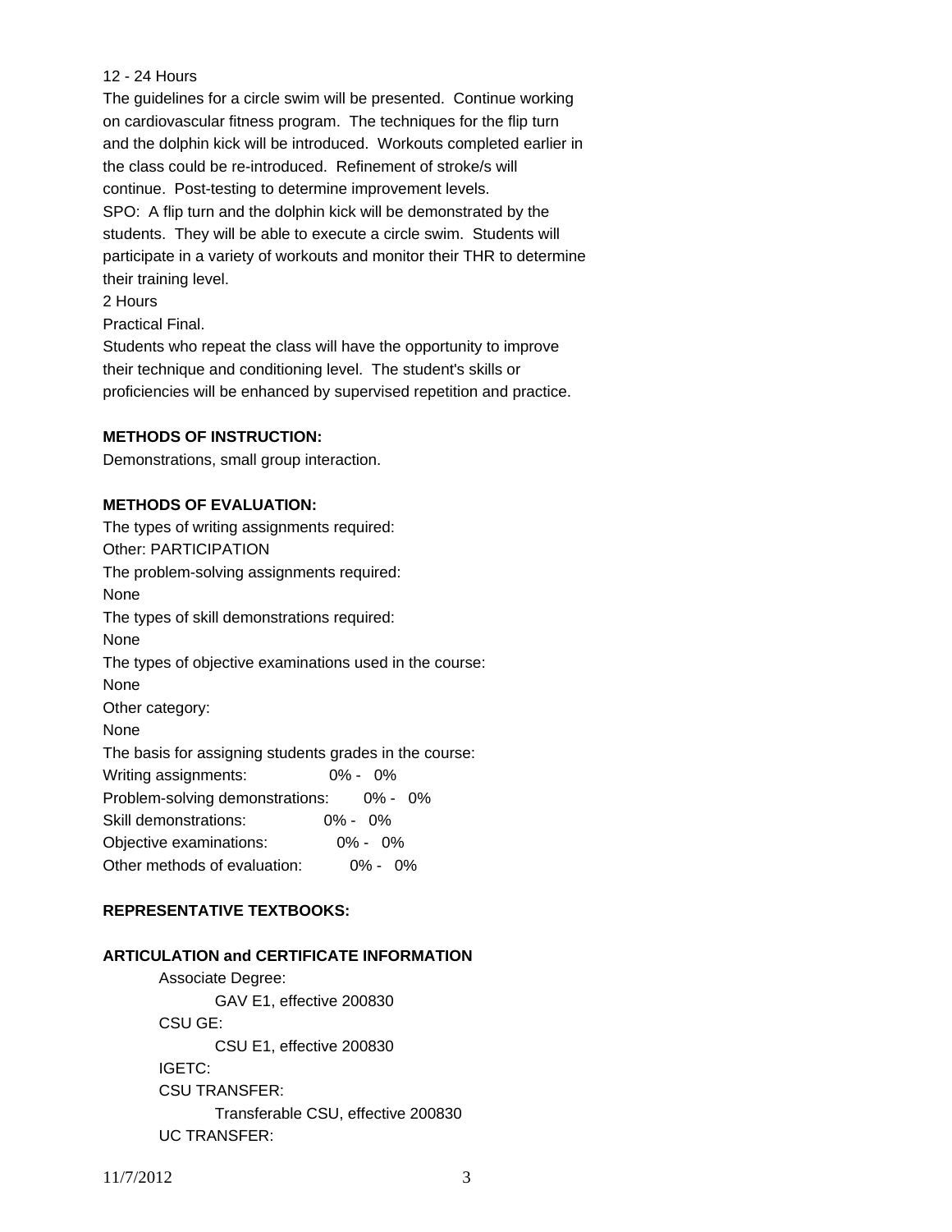12 - 24 Hours

The guidelines for a circle swim will be presented. Continue working on cardiovascular fitness program. The techniques for the flip turn and the dolphin kick will be introduced. Workouts completed earlier in the class could be re-introduced. Refinement of stroke/s will continue. Post-testing to determine improvement levels.

SPO: A flip turn and the dolphin kick will be demonstrated by the students. They will be able to execute a circle swim. Students will participate in a variety of workouts and monitor their THR to determine their training level.

2 Hours

Practical Final.

Students who repeat the class will have the opportunity to improve their technique and conditioning level. The student's skills or proficiencies will be enhanced by supervised repetition and practice.

**METHODS OF INSTRUCTION:**

Demonstrations, small group interaction.

**METHODS OF EVALUATION:**

The types of writing assignments required:
Other: PARTICIPATION
The problem-solving assignments required:
None
The types of skill demonstrations required:
None
The types of objective examinations used in the course:
None
Other category:
None
The basis for assigning students grades in the course:
Writing assignments: 0% - 0%
Problem-solving demonstrations: 0% - 0%
Skill demonstrations: 0% - 0%
Objective examinations: 0% - 0%
Other methods of evaluation: 0% - 0%

**REPRESENTATIVE TEXTBOOKS:**

**ARTICULATION and CERTIFICATE INFORMATION**

Associate Degree:
  GAV E1, effective 200830
CSU GE:
  CSU E1, effective 200830
IGETC:
CSU TRANSFER:
  Transferable CSU, effective 200830
UC TRANSFER:

11/7/2012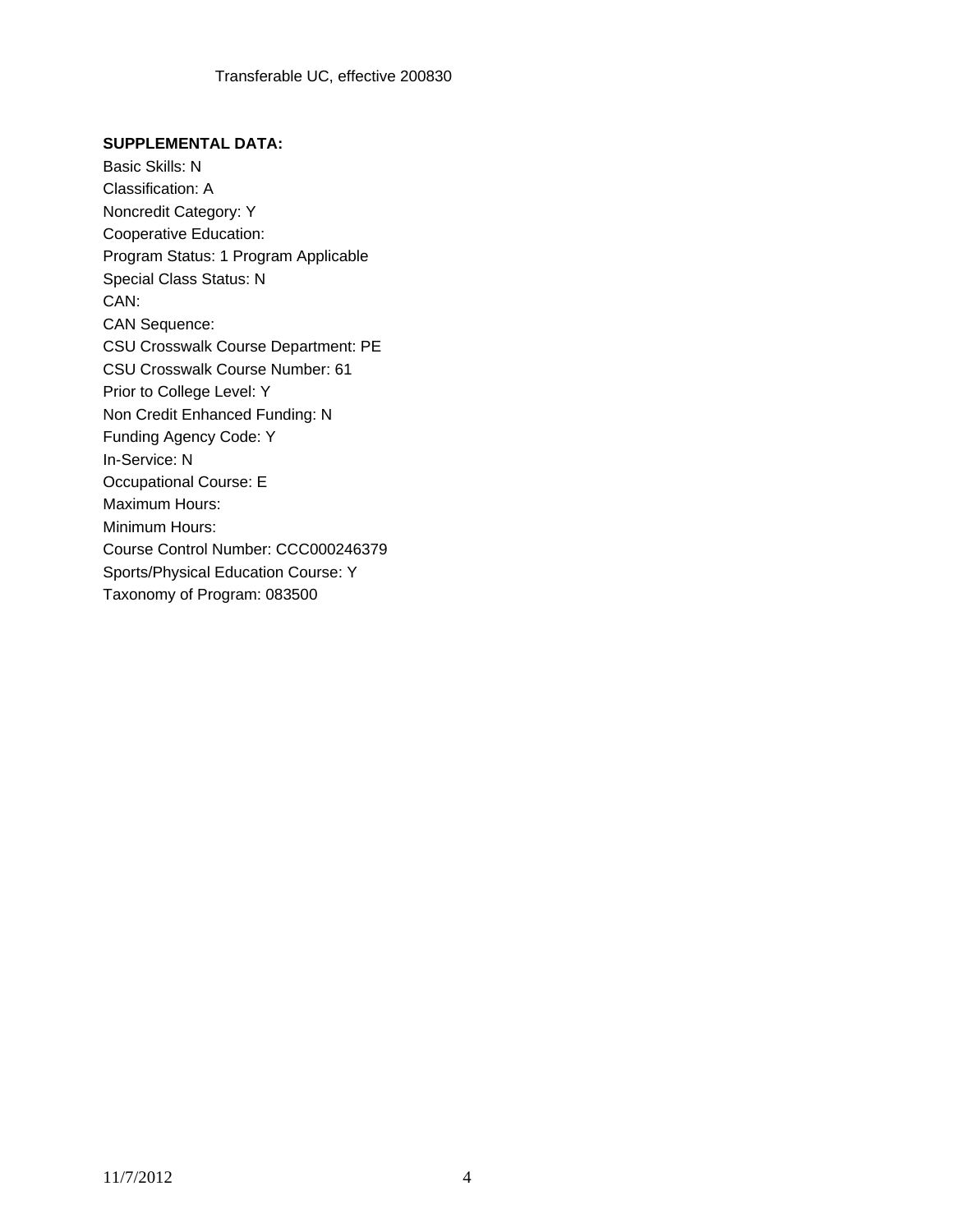Transferable UC, effective 200830

**SUPPLEMENTAL DATA:**

Basic Skills: N
Classification: A
Noncredit Category: Y
Cooperative Education:
Program Status: 1 Program Applicable
Special Class Status: N
CAN:
CAN Sequence:
CSU Crosswalk Course Department: PE
CSU Crosswalk Course Number: 61
Prior to College Level: Y
Non Credit Enhanced Funding: N
Funding Agency Code: Y
In-Service: N
Occupational Course: E
Maximum Hours:
Minimum Hours:
Course Control Number: CCC000246379
Sports/Physical Education Course: Y
Taxonomy of Program: 083500